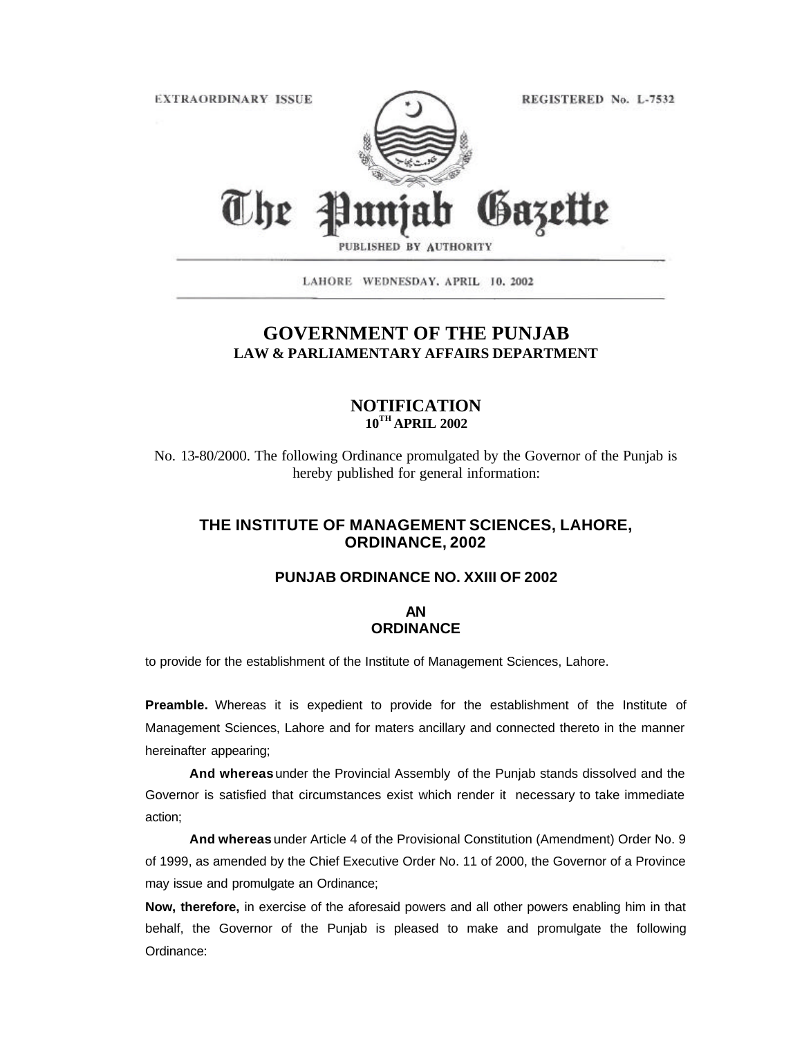EXTRAORDINARY ISSUE REGISTERED No. L-7532

# The Punjab Gazette

PUBLISHED BY AUTHORITY

LAHORE WEDNESDAY. APRIL 10. 2002

## GOVERNMENT OF THE PUNJAB
### LAW & PARLIAMENTARY AFFAIRS DEPARTMENT

### NOTIFICATION
**10TH APRIL 2002**

No. 13-80/2000. The following Ordinance promulgated by the Governor of the Punjab is hereby published for general information:

## THE INSTITUTE OF MANAGEMENT SCIENCES, LAHORE, ORDINANCE, 2002

### PUNJAB ORDINANCE NO. XXIII OF 2002

### AN ORDINANCE

to provide for the establishment of the Institute of Management Sciences, Lahore.

**Preamble.** Whereas it is expedient to provide for the establishment of the Institute of Management Sciences, Lahore and for maters ancillary and connected thereto in the manner hereinafter appearing;

**And whereas** under the Provincial Assembly of the Punjab stands dissolved and the Governor is satisfied that circumstances exist which render it necessary to take immediate action;

**And whereas** under Article 4 of the Provisional Constitution (Amendment) Order No. 9 of 1999, as amended by the Chief Executive Order No. 11 of 2000, the Governor of a Province may issue and promulgate an Ordinance;

**Now, therefore,** in exercise of the aforesaid powers and all other powers enabling him in that behalf, the Governor of the Punjab is pleased to make and promulgate the following Ordinance: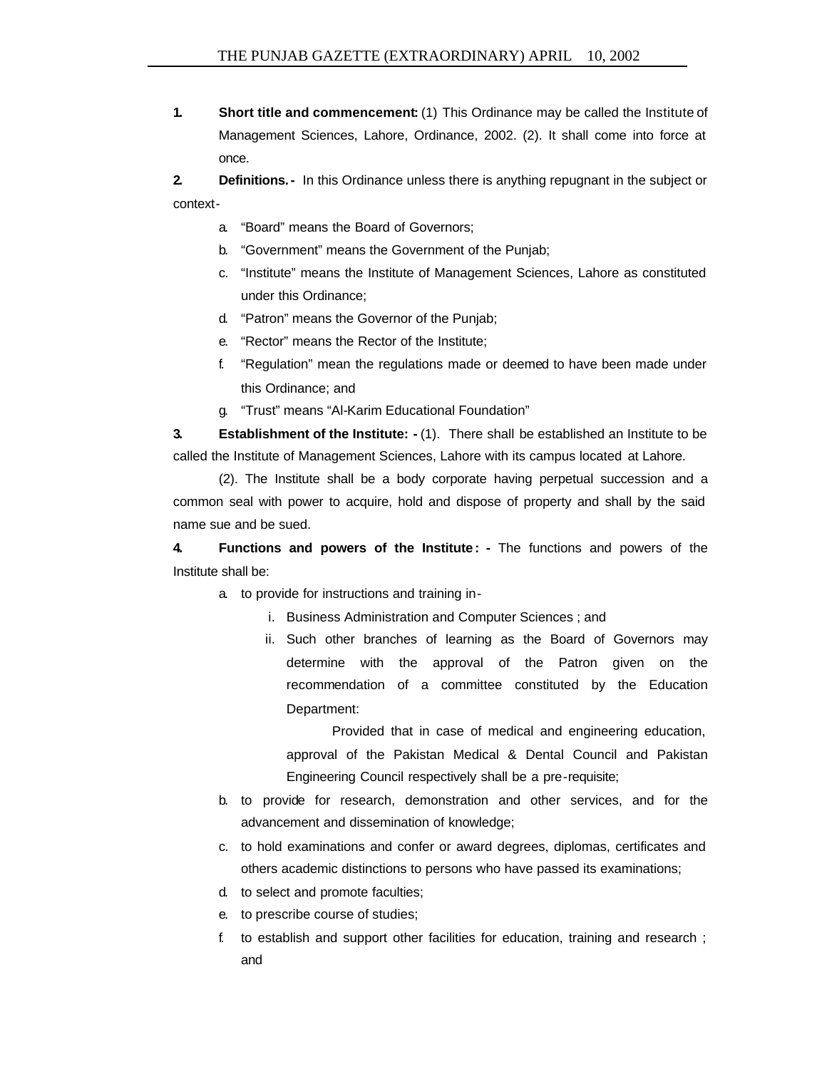**1. Short title and commencement:** (1) This Ordinance may be called the Institute of Management Sciences, Lahore, Ordinance, 2002. (2). It shall come into force at once.

**2. Definitions. -** In this Ordinance unless there is anything repugnant in the subject or context-

a. "Board" means the Board of Governors;

b. "Government" means the Government of the Punjab;

c. "Institute" means the Institute of Management Sciences, Lahore as constituted under this Ordinance;

d. "Patron" means the Governor of the Punjab;

e. "Rector" means the Rector of the Institute;

f. "Regulation" mean the regulations made or deemed to have been made under this Ordinance; and

g. "Trust" means "Al-Karim Educational Foundation"

**3. Establishment of the Institute: -** (1). There shall be established an Institute to be called the Institute of Management Sciences, Lahore with its campus located at Lahore.

(2). The Institute shall be a body corporate having perpetual succession and a common seal with power to acquire, hold and dispose of property and shall by the said name sue and be sued.

**4. Functions and powers of the Institute: -** The functions and powers of the Institute shall be:

a. to provide for instructions and training in-

   i. Business Administration and Computer Sciences ; and

   ii. Such other branches of learning as the Board of Governors may determine with the approval of the Patron given on the recommendation of a committee constituted by the Education Department:

   Provided that in case of medical and engineering education, approval of the Pakistan Medical & Dental Council and Pakistan Engineering Council respectively shall be a pre-requisite;

b. to provide for research, demonstration and other services, and for the advancement and dissemination of knowledge;

c. to hold examinations and confer or award degrees, diplomas, certificates and others academic distinctions to persons who have passed its examinations;

d. to select and promote faculties;

e. to prescribe course of studies;

f. to establish and support other facilities for education, training and research ; and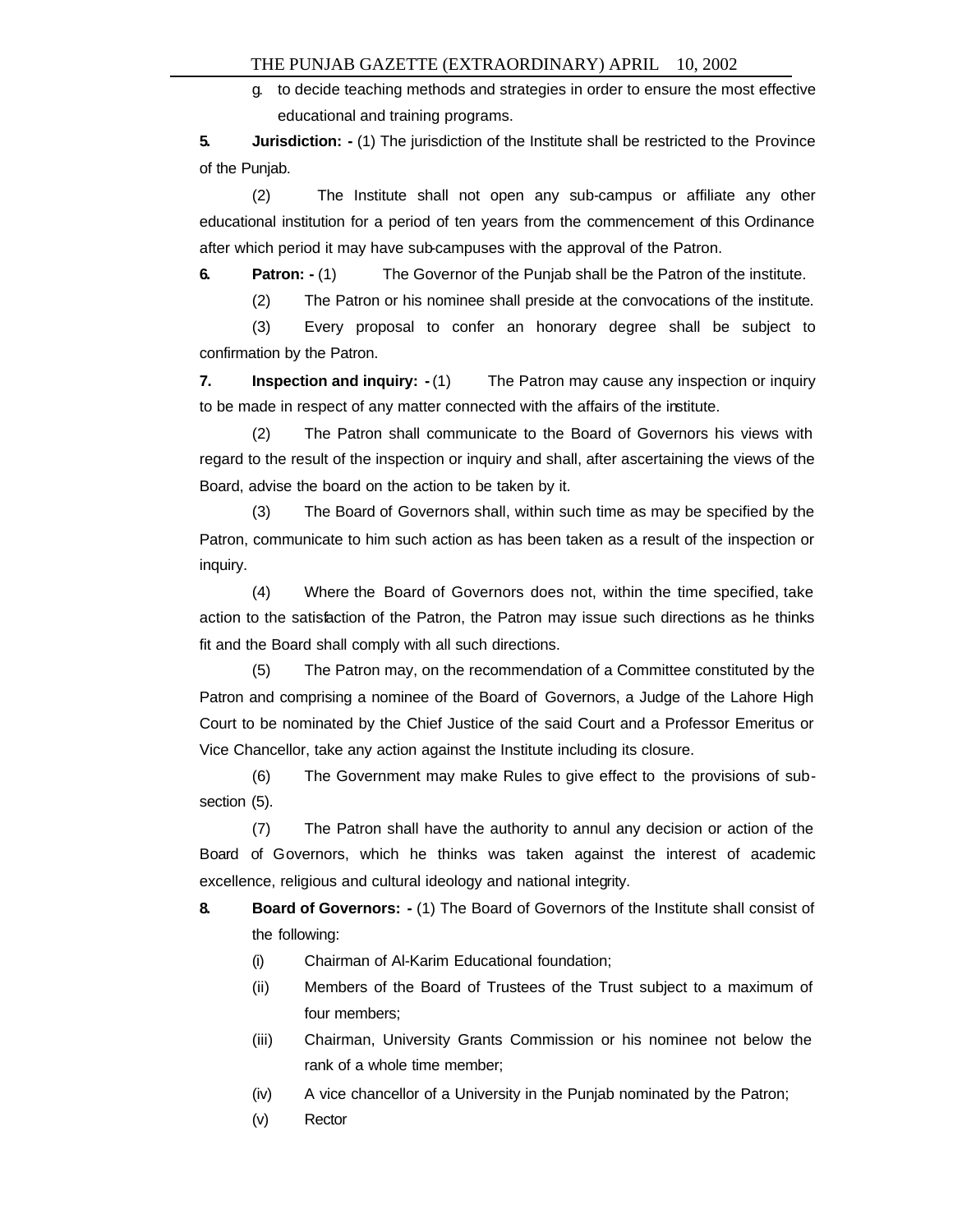g. to decide teaching methods and strategies in order to ensure the most effective educational and training programs.

**5. Jurisdiction: -** (1) The jurisdiction of the Institute shall be restricted to the Province of the Punjab.

(2) The Institute shall not open any sub-campus or affiliate any other educational institution for a period of ten years from the commencement of this Ordinance after which period it may have sub-campuses with the approval of the Patron.

**6. Patron: -** (1) The Governor of the Punjab shall be the Patron of the institute.

(2) The Patron or his nominee shall preside at the convocations of the institute.

(3) Every proposal to confer an honorary degree shall be subject to confirmation by the Patron.

**7. Inspection and inquiry: -** (1) The Patron may cause any inspection or inquiry to be made in respect of any matter connected with the affairs of the institute.

(2) The Patron shall communicate to the Board of Governors his views with regard to the result of the inspection or inquiry and shall, after ascertaining the views of the Board, advise the board on the action to be taken by it.

(3) The Board of Governors shall, within such time as may be specified by the Patron, communicate to him such action as has been taken as a result of the inspection or inquiry.

(4) Where the Board of Governors does not, within the time specified, take action to the satisfaction of the Patron, the Patron may issue such directions as he thinks fit and the Board shall comply with all such directions.

(5) The Patron may, on the recommendation of a Committee constituted by the Patron and comprising a nominee of the Board of Governors, a Judge of the Lahore High Court to be nominated by the Chief Justice of the said Court and a Professor Emeritus or Vice Chancellor, take any action against the Institute including its closure.

(6) The Government may make Rules to give effect to the provisions of sub-section (5).

(7) The Patron shall have the authority to annul any decision or action of the Board of Governors, which he thinks was taken against the interest of academic excellence, religious and cultural ideology and national integrity.

**8. Board of Governors: -** (1) The Board of Governors of the Institute shall consist of the following:

(i) Chairman of Al-Karim Educational foundation;

(ii) Members of the Board of Trustees of the Trust subject to a maximum of four members;

(iii) Chairman, University Grants Commission or his nominee not below the rank of a whole time member;

(iv) A vice chancellor of a University in the Punjab nominated by the Patron;

(v) Rector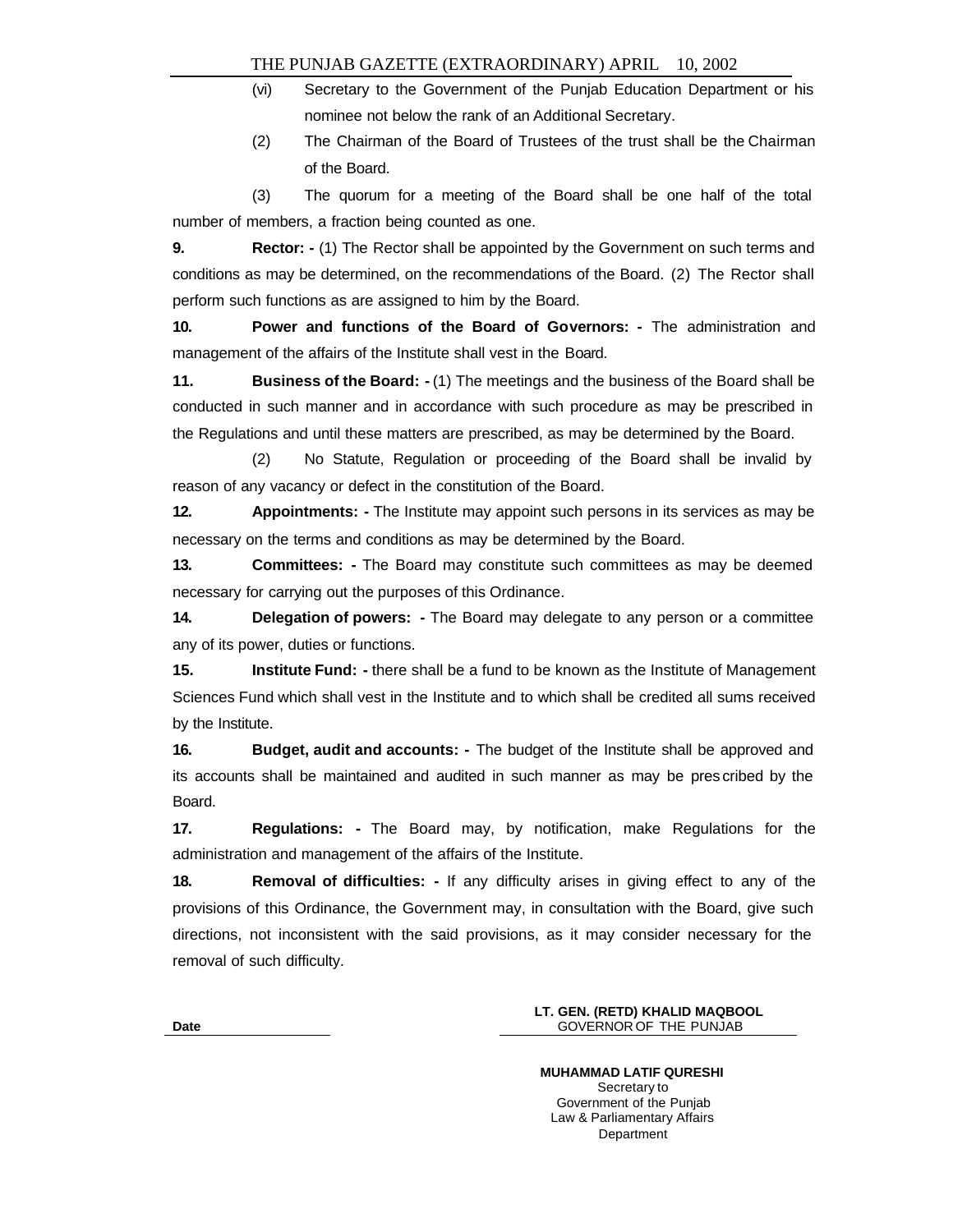(vi) Secretary to the Government of the Punjab Education Department or his nominee not below the rank of an Additional Secretary.

(2) The Chairman of the Board of Trustees of the trust shall be the Chairman of the Board.

(3) The quorum for a meeting of the Board shall be one half of the total number of members, a fraction being counted as one.

**9. Rector: -** (1) The Rector shall be appointed by the Government on such terms and conditions as may be determined, on the recommendations of the Board. (2) The Rector shall perform such functions as are assigned to him by the Board.

**10. Power and functions of the Board of Governors: -** The administration and management of the affairs of the Institute shall vest in the Board.

**11. Business of the Board: -** (1) The meetings and the business of the Board shall be conducted in such manner and in accordance with such procedure as may be prescribed in the Regulations and until these matters are prescribed, as may be determined by the Board.

(2) No Statute, Regulation or proceeding of the Board shall be invalid by reason of any vacancy or defect in the constitution of the Board.

**12. Appointments: -** The Institute may appoint such persons in its services as may be necessary on the terms and conditions as may be determined by the Board.

**13. Committees: -** The Board may constitute such committees as may be deemed necessary for carrying out the purposes of this Ordinance.

**14. Delegation of powers: -** The Board may delegate to any person or a committee any of its power, duties or functions.

**15. Institute Fund: -** there shall be a fund to be known as the Institute of Management Sciences Fund which shall vest in the Institute and to which shall be credited all sums received by the Institute.

**16. Budget, audit and accounts: -** The budget of the Institute shall be approved and its accounts shall be maintained and audited in such manner as may be prescribed by the Board.

**17. Regulations: -** The Board may, by notification, make Regulations for the administration and management of the affairs of the Institute.

**18. Removal of difficulties: -** If any difficulty arises in giving effect to any of the provisions of this Ordinance, the Government may, in consultation with the Board, give such directions, not inconsistent with the said provisions, as it may consider necessary for the removal of such difficulty.

**Date** ____________

**LT. GEN. (RETD) KHALID MAQBOOL**
GOVERNOR OF THE PUNJAB

**MUHAMMAD LATIF QURESHI**
Secretary to
Government of the Punjab
Law & Parliamentary Affairs
Department